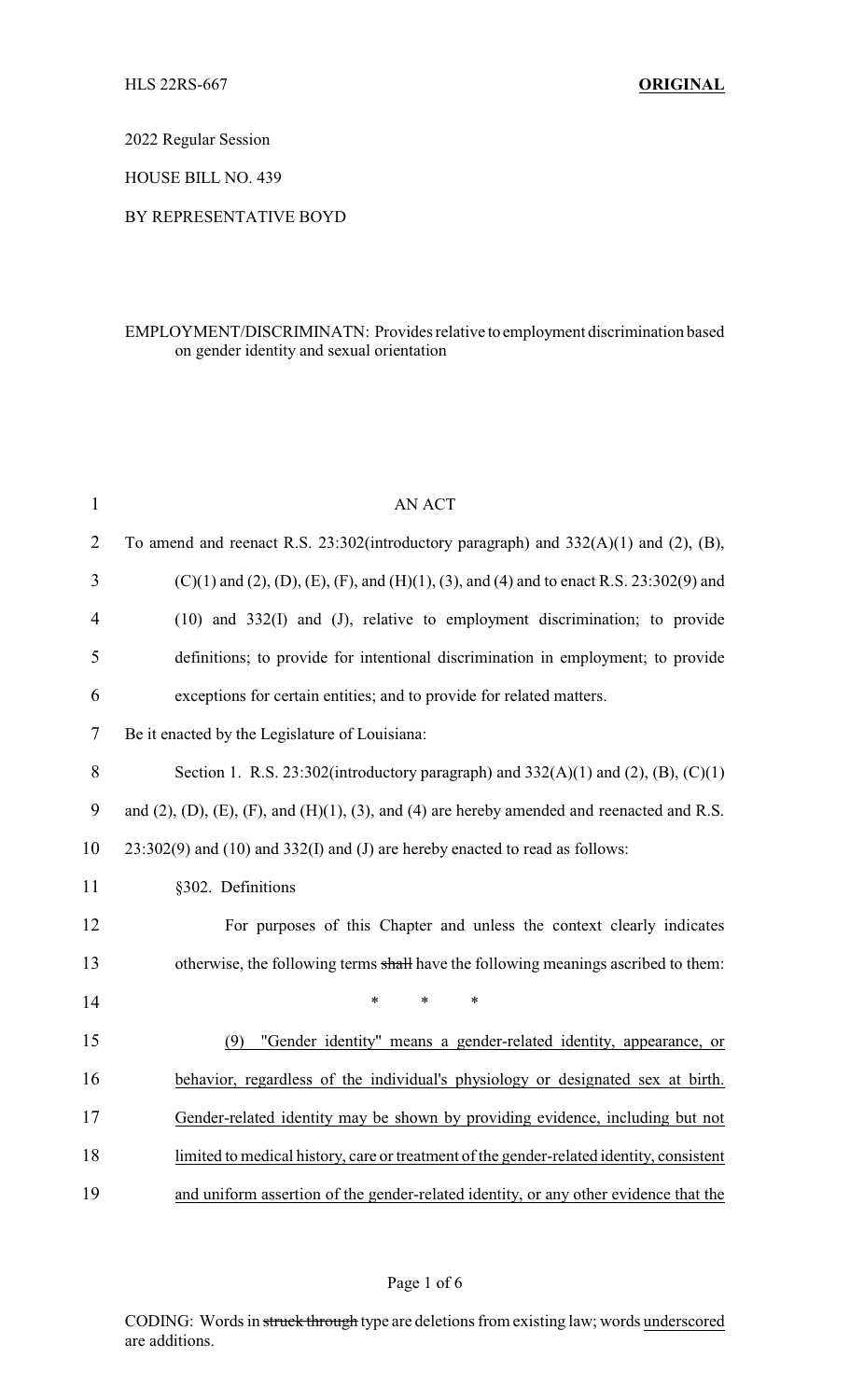HLS 22RS-667 **ORIGINAL**

2022 Regular Session

HOUSE BILL NO. 439

BY REPRESENTATIVE BOYD

EMPLOYMENT/DISCRIMINATN: Provides relative to employment discrimination based on gender identity and sexual orientation

AN ACT

To amend and reenact R.S. 23:302(introductory paragraph) and 332(A)(1) and (2), (B), (C)(1) and (2), (D), (E), (F), and (H)(1), (3), and (4) and to enact R.S. 23:302(9) and (10) and 332(I) and (J), relative to employment discrimination; to provide definitions; to provide for intentional discrimination in employment; to provide exceptions for certain entities; and to provide for related matters.

Be it enacted by the Legislature of Louisiana:

Section 1. R.S. 23:302(introductory paragraph) and 332(A)(1) and (2), (B), (C)(1) and (2), (D), (E), (F), and (H)(1), (3), and (4) are hereby amended and reenacted and R.S. 23:302(9) and (10) and 332(I) and (J) are hereby enacted to read as follows:

§302. Definitions

For purposes of this Chapter and unless the context clearly indicates otherwise, the following terms ~~shall~~ have the following meanings ascribed to them:

\* \* \*

<u>(9) "Gender identity" means a gender-related identity, appearance, or behavior, regardless of the individual's physiology or designated sex at birth. Gender-related identity may be shown by providing evidence, including but not limited to medical history, care or treatment of the gender-related identity, consistent and uniform assertion of the gender-related identity, or any other evidence that the</u>

CODING: Words in ~~struck through~~ type are deletions from existing law; words <u>underscored</u> are additions.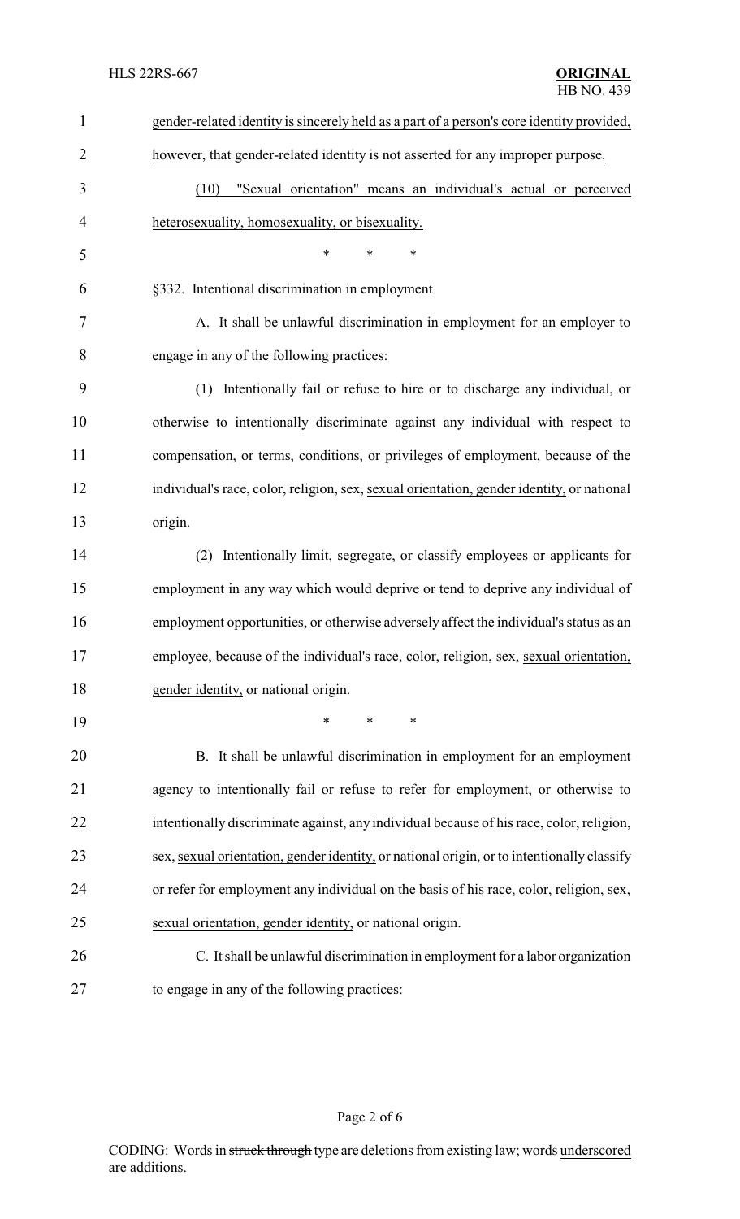gender-related identity is sincerely held as a part of a person's core identity provided, however, that gender-related identity is not asserted for any improper purpose.

(10) "Sexual orientation" means an individual's actual or perceived heterosexuality, homosexuality, or bisexuality.

\* \* \*

§332. Intentional discrimination in employment

A. It shall be unlawful discrimination in employment for an employer to engage in any of the following practices:

(1) Intentionally fail or refuse to hire or to discharge any individual, or otherwise to intentionally discriminate against any individual with respect to compensation, or terms, conditions, or privileges of employment, because of the individual's race, color, religion, sex, sexual orientation, gender identity, or national origin.

(2) Intentionally limit, segregate, or classify employees or applicants for employment in any way which would deprive or tend to deprive any individual of employment opportunities, or otherwise adversely affect the individual's status as an employee, because of the individual's race, color, religion, sex, sexual orientation, gender identity, or national origin.

\* \* \*

B. It shall be unlawful discrimination in employment for an employment agency to intentionally fail or refuse to refer for employment, or otherwise to intentionally discriminate against, any individual because of his race, color, religion, sex, sexual orientation, gender identity, or national origin, or to intentionally classify or refer for employment any individual on the basis of his race, color, religion, sex, sexual orientation, gender identity, or national origin.

C. It shall be unlawful discrimination in employment for a labor organization to engage in any of the following practices: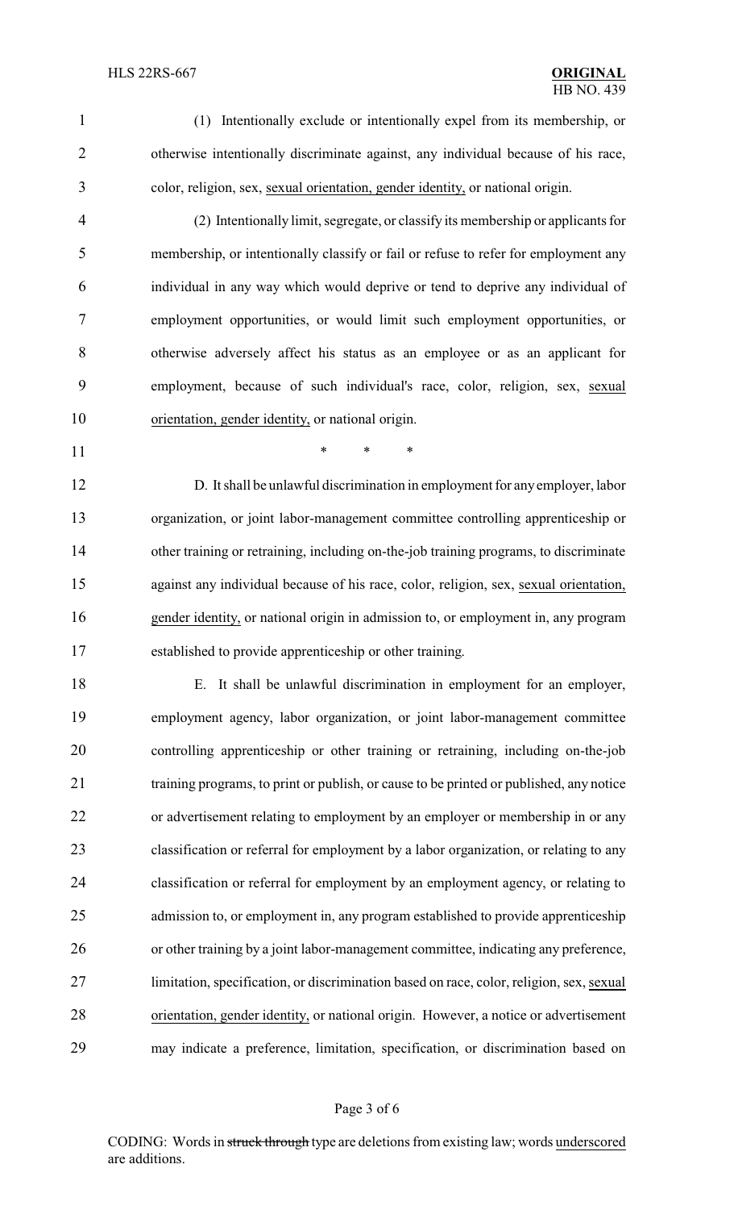(1) Intentionally exclude or intentionally expel from its membership, or otherwise intentionally discriminate against, any individual because of his race, color, religion, sex, <u>sexual orientation, gender identity,</u> or national origin.

(2) Intentionally limit, segregate, or classify its membership or applicants for membership, or intentionally classify or fail or refuse to refer for employment any individual in any way which would deprive or tend to deprive any individual of employment opportunities, or would limit such employment opportunities, or otherwise adversely affect his status as an employee or as an applicant for employment, because of such individual's race, color, religion, sex, <u>sexual orientation, gender identity,</u> or national origin.

\* \* \*

D. It shall be unlawful discrimination in employment for any employer, labor organization, or joint labor-management committee controlling apprenticeship or other training or retraining, including on-the-job training programs, to discriminate against any individual because of his race, color, religion, sex, <u>sexual orientation, gender identity,</u> or national origin in admission to, or employment in, any program established to provide apprenticeship or other training.

E. It shall be unlawful discrimination in employment for an employer, employment agency, labor organization, or joint labor-management committee controlling apprenticeship or other training or retraining, including on-the-job training programs, to print or publish, or cause to be printed or published, any notice or advertisement relating to employment by an employer or membership in or any classification or referral for employment by a labor organization, or relating to any classification or referral for employment by an employment agency, or relating to admission to, or employment in, any program established to provide apprenticeship or other training by a joint labor-management committee, indicating any preference, limitation, specification, or discrimination based on race, color, religion, sex, <u>sexual orientation, gender identity,</u> or national origin. However, a notice or advertisement may indicate a preference, limitation, specification, or discrimination based on

CODING: Words in ~~struck through~~ type are deletions from existing law; words <u>underscored</u> are additions.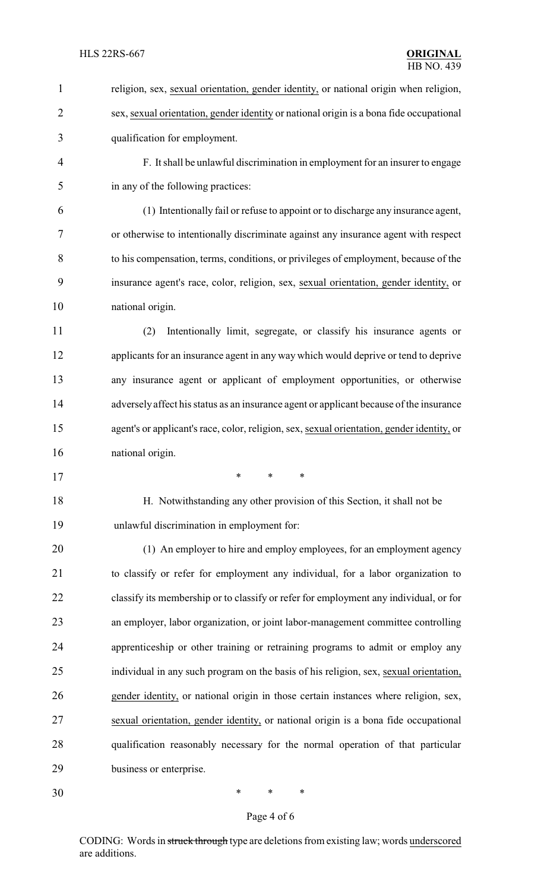religion, sex, <u>sexual orientation, gender identity,</u> or national origin when religion, sex, <u>sexual orientation, gender identity</u> or national origin is a bona fide occupational qualification for employment.

F. It shall be unlawful discrimination in employment for an insurer to engage in any of the following practices:

(1) Intentionally fail or refuse to appoint or to discharge any insurance agent, or otherwise to intentionally discriminate against any insurance agent with respect to his compensation, terms, conditions, or privileges of employment, because of the insurance agent's race, color, religion, sex, <u>sexual orientation, gender identity,</u> or national origin.

(2) Intentionally limit, segregate, or classify his insurance agents or applicants for an insurance agent in any way which would deprive or tend to deprive any insurance agent or applicant of employment opportunities, or otherwise adversely affect his status as an insurance agent or applicant because of the insurance agent's or applicant's race, color, religion, sex, <u>sexual orientation, gender identity,</u> or national origin.

\* \* \*

H. Notwithstanding any other provision of this Section, it shall not be unlawful discrimination in employment for:

(1) An employer to hire and employ employees, for an employment agency to classify or refer for employment any individual, for a labor organization to classify its membership or to classify or refer for employment any individual, or for an employer, labor organization, or joint labor-management committee controlling apprenticeship or other training or retraining programs to admit or employ any individual in any such program on the basis of his religion, sex, <u>sexual orientation, gender identity,</u> or national origin in those certain instances where religion, sex, <u>sexual orientation, gender identity,</u> or national origin is a bona fide occupational qualification reasonably necessary for the normal operation of that particular business or enterprise.

\* \* \*

CODING: Words in ~~struck through~~ type are deletions from existing law; words <u>underscored</u> are additions.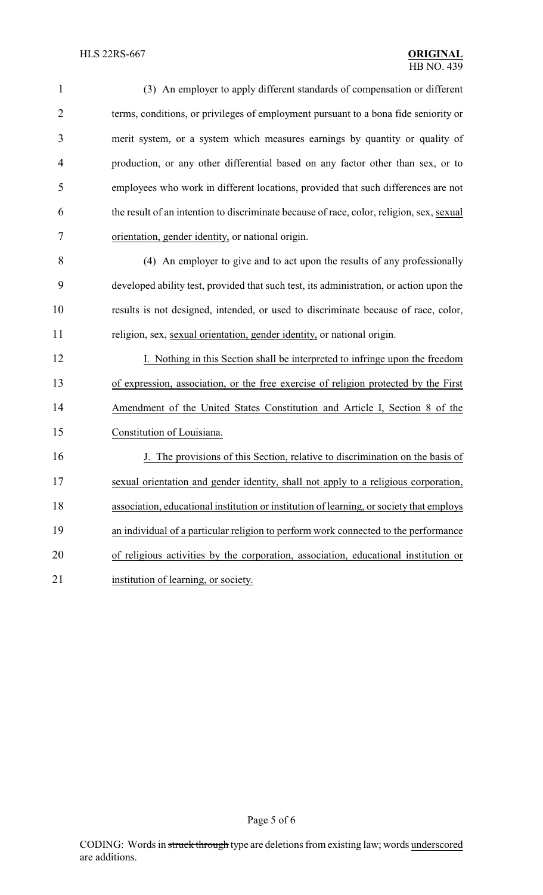(3) An employer to apply different standards of compensation or different terms, conditions, or privileges of employment pursuant to a bona fide seniority or merit system, or a system which measures earnings by quantity or quality of production, or any other differential based on any factor other than sex, or to employees who work in different locations, provided that such differences are not the result of an intention to discriminate because of race, color, religion, sex, <u>sexual orientation, gender identity,</u> or national origin.

(4) An employer to give and to act upon the results of any professionally developed ability test, provided that such test, its administration, or action upon the results is not designed, intended, or used to discriminate because of race, color, religion, sex, <u>sexual orientation, gender identity,</u> or national origin.

<u>I. Nothing in this Section shall be interpreted to infringe upon the freedom of expression, association, or the free exercise of religion protected by the First Amendment of the United States Constitution and Article I, Section 8 of the Constitution of Louisiana.</u>

<u>J. The provisions of this Section, relative to discrimination on the basis of sexual orientation and gender identity, shall not apply to a religious corporation, association, educational institution or institution of learning, or society that employs an individual of a particular religion to perform work connected to the performance of religious activities by the corporation, association, educational institution or institution of learning, or society.</u>

CODING: Words in ~~struck through~~ type are deletions from existing law; words <u>underscored</u> are additions.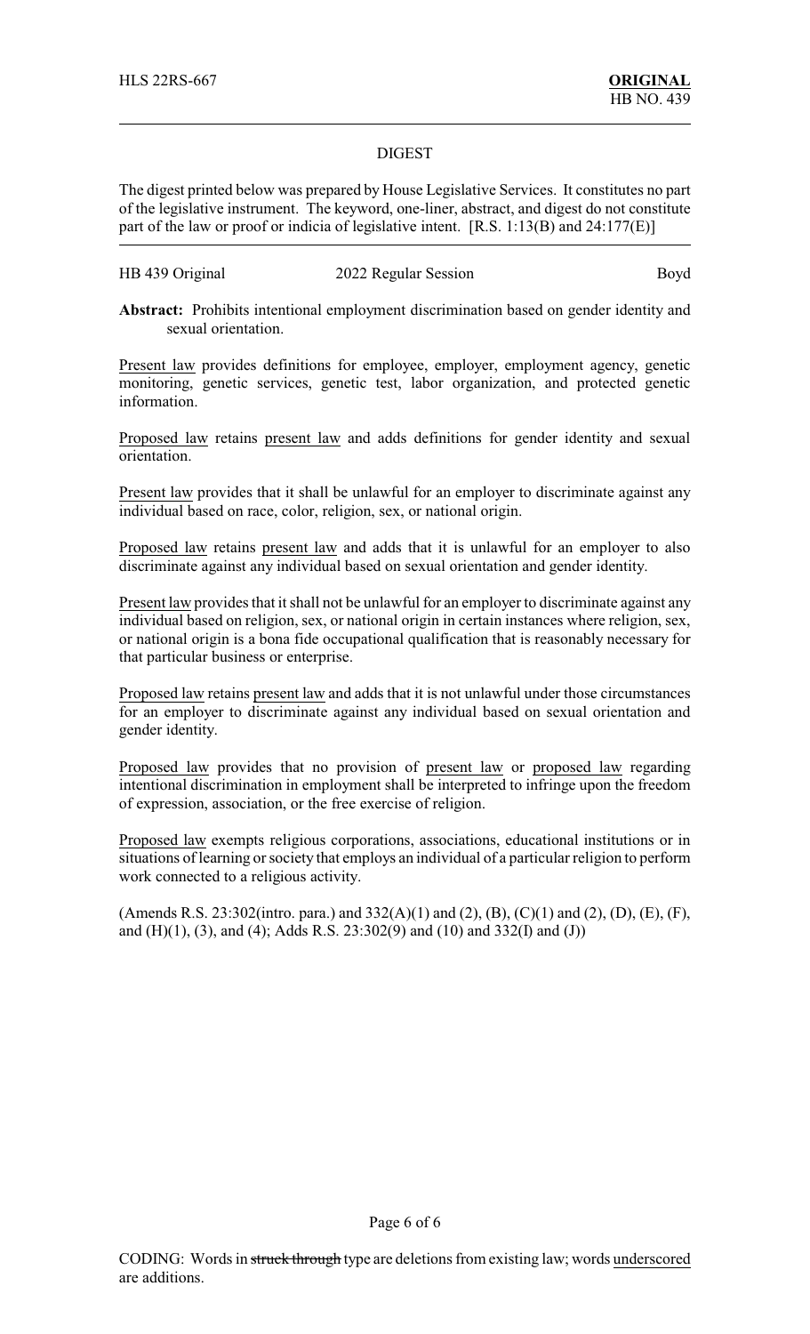HLS 22RS-667 **ORIGINAL**
HB NO. 439

DIGEST

The digest printed below was prepared by House Legislative Services. It constitutes no part of the legislative instrument. The keyword, one-liner, abstract, and digest do not constitute part of the law or proof or indicia of legislative intent. [R.S. 1:13(B) and 24:177(E)]

HB 439 Original 2022 Regular Session Boyd

**Abstract:** Prohibits intentional employment discrimination based on gender identity and sexual orientation.

Present law provides definitions for employee, employer, employment agency, genetic monitoring, genetic services, genetic test, labor organization, and protected genetic information.

Proposed law retains present law and adds definitions for gender identity and sexual orientation.

Present law provides that it shall be unlawful for an employer to discriminate against any individual based on race, color, religion, sex, or national origin.

Proposed law retains present law and adds that it is unlawful for an employer to also discriminate against any individual based on sexual orientation and gender identity.

Present law provides that it shall not be unlawful for an employer to discriminate against any individual based on religion, sex, or national origin in certain instances where religion, sex, or national origin is a bona fide occupational qualification that is reasonably necessary for that particular business or enterprise.

Proposed law retains present law and adds that it is not unlawful under those circumstances for an employer to discriminate against any individual based on sexual orientation and gender identity.

Proposed law provides that no provision of present law or proposed law regarding intentional discrimination in employment shall be interpreted to infringe upon the freedom of expression, association, or the free exercise of religion.

Proposed law exempts religious corporations, associations, educational institutions or in situations of learning or society that employs an individual of a particular religion to perform work connected to a religious activity.

(Amends R.S. 23:302(intro. para.) and 332(A)(1) and (2), (B), (C)(1) and (2), (D), (E), (F), and (H)(1), (3), and (4); Adds R.S. 23:302(9) and (10) and 332(I) and (J))

CODING: Words in ~~struck through~~ type are deletions from existing law; words underscored are additions.